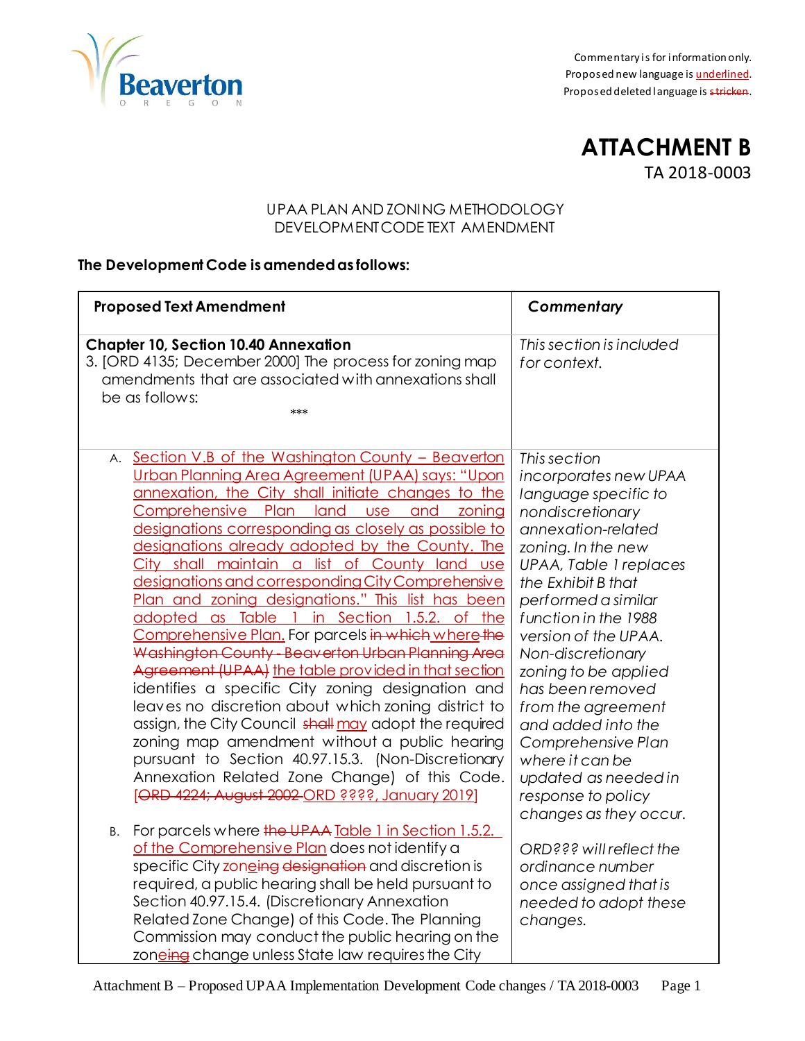Commentary is for information only.
Proposed new language is underlined.
Proposed deleted language is ~~stricken~~.

# ATTACHMENT B
TA 2018-0003

UPAA PLAN AND ZONING METHODOLOGY
DEVELOPMENT CODE TEXT AMENDMENT

**The Development Code is amended as follows:**

| **Proposed Text Amendment** | ***Commentary*** |
|---|---|
| **Chapter 10, Section 10.40 Annexation**<br>3. [ORD 4135; December 2000] The process for zoning map amendments that are associated with annexations shall be as follows:<br>*** | *This section is included for context.* |
| A. <u>Section V.B of the Washington County – Beaverton Urban Planning Area Agreement (UPAA) says: "Upon annexation, the City shall initiate changes to the Comprehensive Plan land use and zoning designations corresponding as closely as possible to designations already adopted by the County. The City shall maintain a list of County land use designations and corresponding City Comprehensive Plan and zoning designations." This list has been adopted as Table 1 in Section 1.5.2. of the Comprehensive Plan.</u> For parcels ~~in which~~ <u>where</u> ~~the Washington County - Beaverton Urban Planning Area Agreement (UPAA)~~ <u>the table provided in that section</u> identifies a specific City zoning designation and leaves no discretion about which zoning district to assign, the City Council ~~shall~~ <u>may</u> adopt the required zoning map amendment without a public hearing pursuant to Section 40.97.15.3. (Non-Discretionary Annexation Related Zone Change) of this Code. [~~ORD 4224; August 2002~~ <u>ORD ????, January 2019</u>]<br><br>B. For parcels where ~~the UPAA~~ <u>Table 1 in Section 1.5.2. of the Comprehensive Plan</u> does not identify a specific City zon~~e~~ing ~~designation~~ and discretion is required, a public hearing shall be held pursuant to Section 40.97.15.4. (Discretionary Annexation Related Zone Change) of this Code. The Planning Commission may conduct the public hearing on the zon~~e~~ing change unless State law requires the City | *This section incorporates new UPAA language specific to nondiscretionary annexation-related zoning. In the new UPAA, Table 1 replaces the Exhibit B that performed a similar function in the 1988 version of the UPAA. Non-discretionary zoning to be applied has been removed from the agreement and added into the Comprehensive Plan where it can be updated as needed in response to policy changes as they occur.*<br><br>*ORD??? will reflect the ordinance number once assigned that is needed to adopt these changes.* |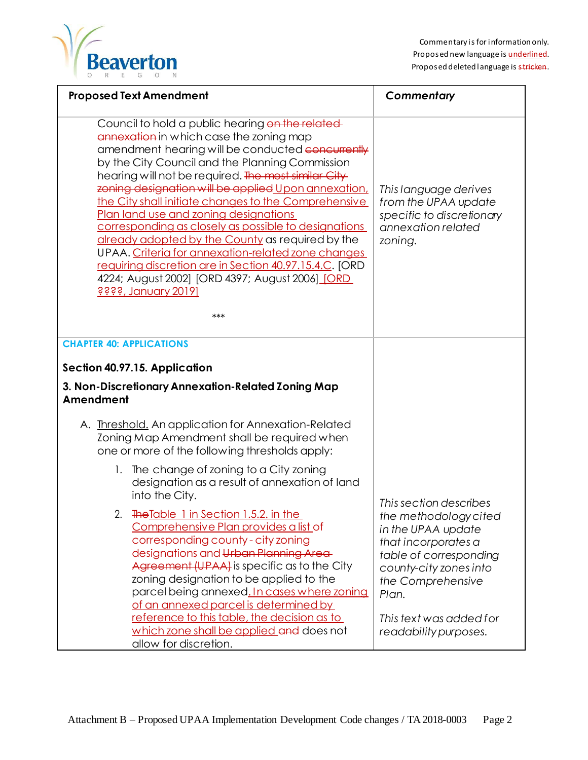Commentary is for information only.
Proposed new language is underlined.
Proposed deleted language is ~~stricken~~.

| Proposed Text Amendment | Commentary |
|---|---|
| Council to hold a public hearing ~~on the related annexation~~ in which case the zoning map amendment hearing will be conducted ~~concurrently~~ by the City Council and the Planning Commission hearing will not be required. ~~The most similar City zoning designation will be applied~~ <u>Upon annexation, the City shall initiate changes to the Comprehensive Plan land use and zoning designations corresponding as closely as possible to designations already adopted by the County</u> as required by the UPAA. <u>Criteria for annexation-related zone changes requiring discretion are in Section 40.97.15.4.C</u>. [ORD 4224; August 2002] [ORD 4397; August 2006] <u>[ORD ????, January 2019]</u> *** | *This language derives from the UPAA update specific to discretionary annexation related zoning.* |
| **CHAPTER 40: APPLICATIONS** **Section 40.97.15. Application** **3. Non-Discretionary Annexation-Related Zoning Map Amendment** A. <u>Threshold.</u> An application for Annexation-Related Zoning Map Amendment shall be required when one or more of the following thresholds apply: 1. The change of zoning to a City zoning designation as a result of annexation of land into the City. 2. ~~The~~<u>Table 1 in Section 1.5.2. in the Comprehensive Plan provides a list of corresponding county - city zoning designations and</u> ~~Urban Planning Area Agreement (UPAA)~~ is specific as to the City zoning designation to be applied to the parcel being annexed<u>. In cases where zoning of an annexed parcel is determined by reference to this table, the decision as to which zone shall be applied</u> ~~and~~ does not allow for discretion. | *This section describes the methodology cited in the UPAA update that incorporates a table of corresponding county-city zones into the Comprehensive Plan.* *This text was added for readability purposes.* |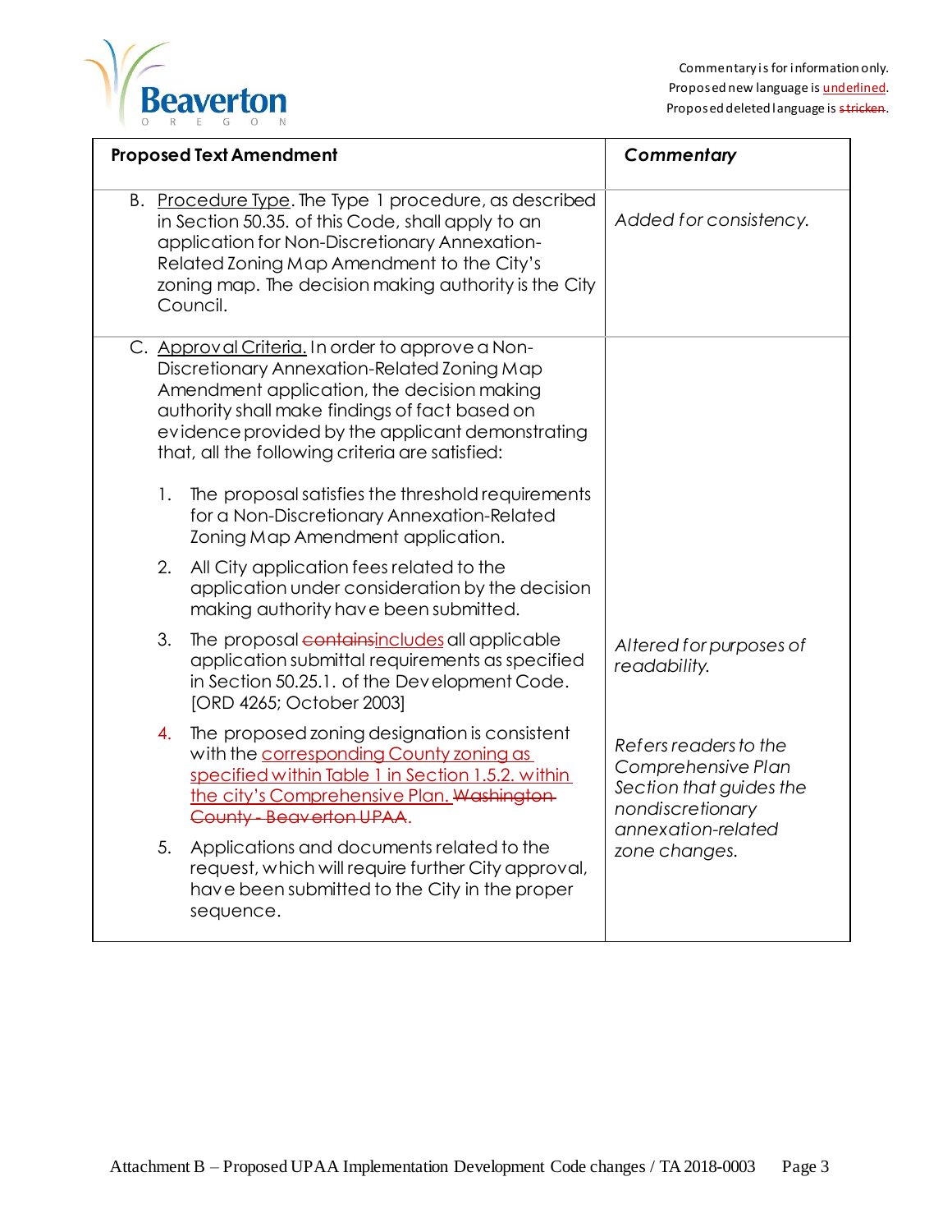Commentary is for information only.
Proposed new language is <u>underlined</u>.
Proposed deleted language is ~~stricken~~.

| Proposed Text Amendment | *Commentary* |
| --- | --- |
| B. <u>Procedure Type</u>. The Type 1 procedure, as described in Section 50.35. of this Code, shall apply to an application for Non-Discretionary Annexation-Related Zoning Map Amendment to the City's zoning map. The decision making authority is the City Council. | *Added for consistency.* |
| C. <u>Approval Criteria.</u> In order to approve a Non-Discretionary Annexation-Related Zoning Map Amendment application, the decision making authority shall make findings of fact based on evidence provided by the applicant demonstrating that, all the following criteria are satisfied: | |
| 1. The proposal satisfies the threshold requirements for a Non-Discretionary Annexation-Related Zoning Map Amendment application. | |
| 2. All City application fees related to the application under consideration by the decision making authority have been submitted. | |
| 3. The proposal ~~contains~~<u>includes</u> all applicable application submittal requirements as specified in Section 50.25.1. of the Development Code. [ORD 4265; October 2003] | *Altered for purposes of readability.* |
| 4. The proposed zoning designation is consistent with the <u>corresponding County zoning as specified within Table 1 in Section 1.5.2. within the city's Comprehensive Plan.</u> ~~Washington County - Beaverton UPAA~~. | *Refers readers to the Comprehensive Plan Section that guides the nondiscretionary annexation-related zone changes.* |
| 5. Applications and documents related to the request, which will require further City approval, have been submitted to the City in the proper sequence. | |

Attachment B – Proposed UPAA Implementation Development Code changes / TA 2018-0003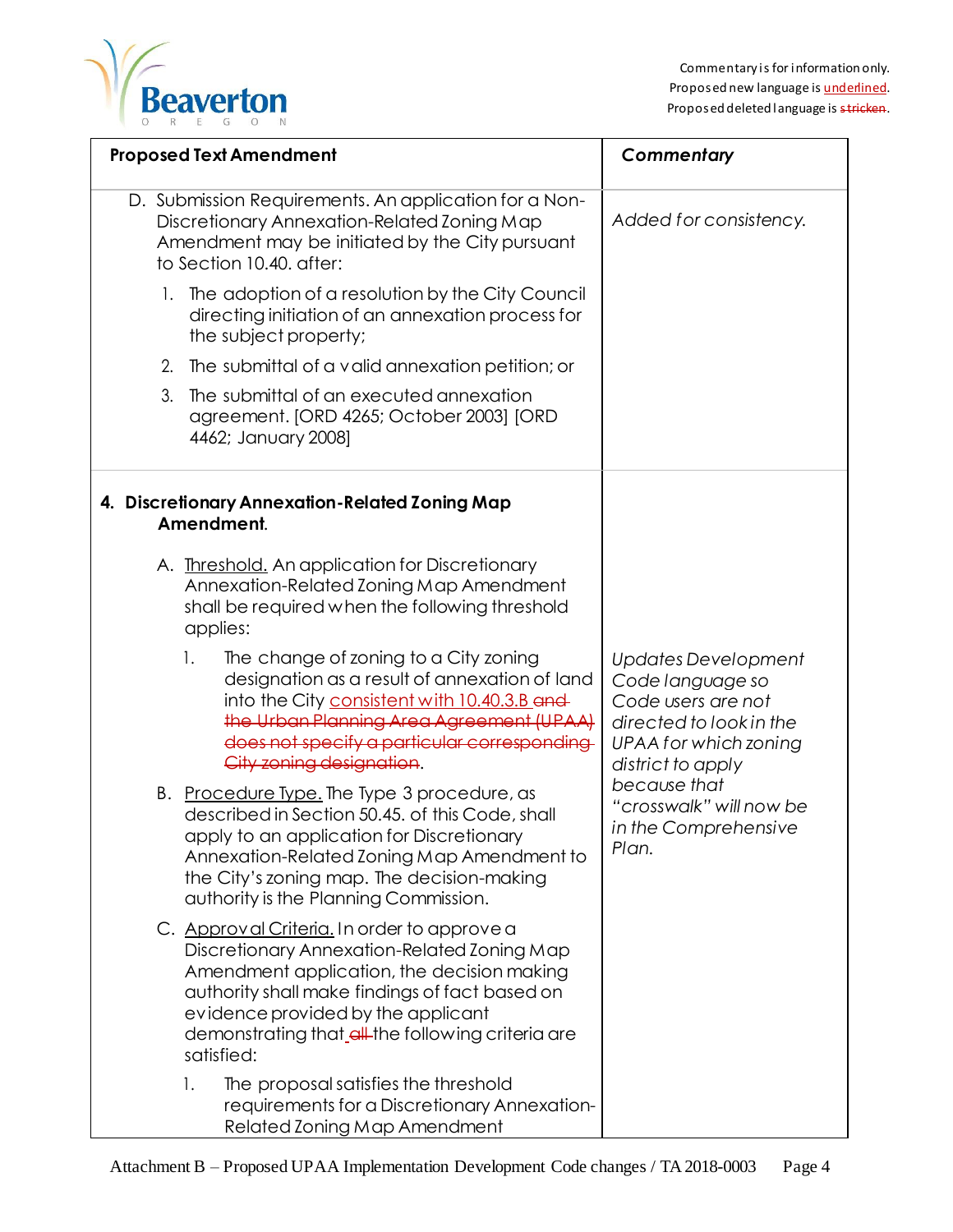Commentary is for information only.
Proposed new language is <u>underlined</u>.
Proposed deleted language is ~~stricken~~.

| Proposed Text Amendment | Commentary |
|---|---|
| D. Submission Requirements. An application for a Non-Discretionary Annexation-Related Zoning Map Amendment may be initiated by the City pursuant to Section 10.40. after:<br>1. The adoption of a resolution by the City Council directing initiation of an annexation process for the subject property;<br>2. The submittal of a valid annexation petition; or<br>3. The submittal of an executed annexation agreement. [ORD 4265; October 2003] [ORD 4462; January 2008] | *Added for consistency.* |
| **4. Discretionary Annexation-Related Zoning Map Amendment.**<br><br>A. <u>Threshold.</u> An application for Discretionary Annexation-Related Zoning Map Amendment shall be required when the following threshold applies:<br>1. The change of zoning to a City zoning designation as a result of annexation of land into the City <u>consistent with 10.40.3.B</u> ~~and the Urban Planning Area Agreement (UPAA) does not specify a particular corresponding City zoning designation~~.<br><br>B. <u>Procedure Type.</u> The Type 3 procedure, as described in Section 50.45. of this Code, shall apply to an application for Discretionary Annexation-Related Zoning Map Amendment to the City's zoning map. The decision-making authority is the Planning Commission.<br><br>C. <u>Approval Criteria.</u> In order to approve a Discretionary Annexation-Related Zoning Map Amendment application, the decision making authority shall make findings of fact based on evidence provided by the applicant demonstrating that ~~all~~ the following criteria are satisfied:<br>1. The proposal satisfies the threshold requirements for a Discretionary Annexation-Related Zoning Map Amendment | *Updates Development Code language so Code users are not directed to look in the UPAA for which zoning district to apply because that "crosswalk" will now be in the Comprehensive Plan.* |

Attachment B – Proposed UPAA Implementation Development Code changes / TA 2018-0003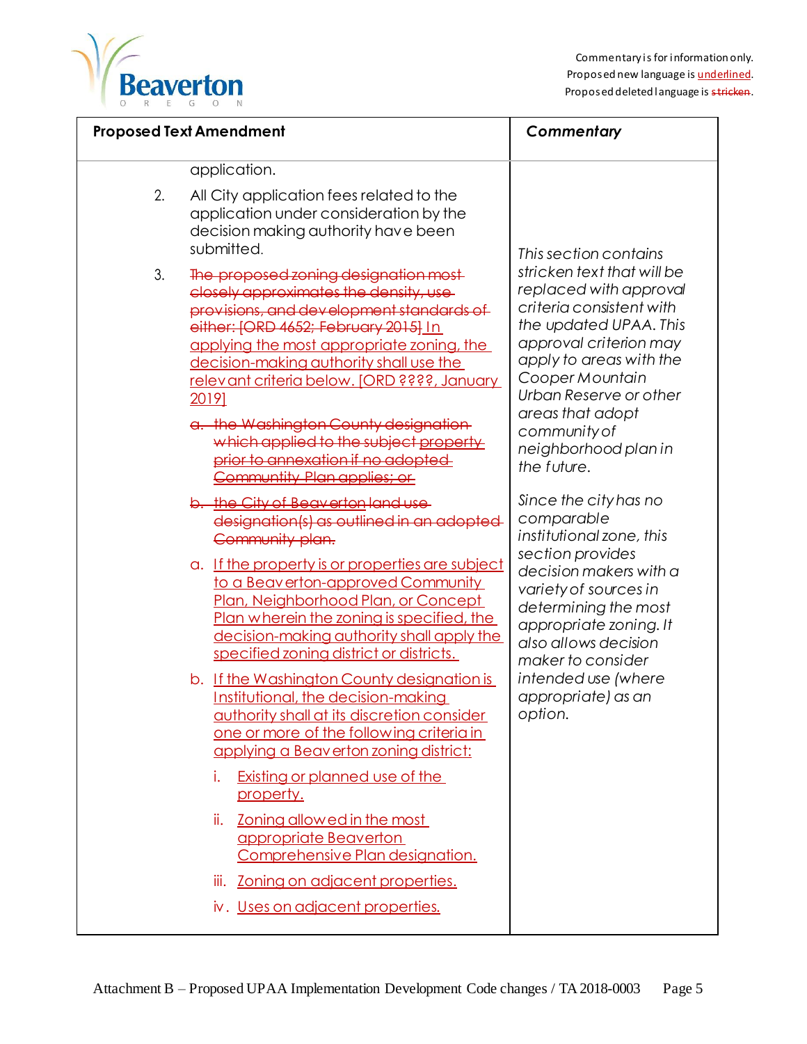Commentary is for information only.
Proposed new language is <u>underlined</u>.
Proposed deleted language is ~~stricken~~.

| Proposed Text Amendment | Commentary |
|---|---|
| application.<br><br>2. All City application fees related to the application under consideration by the decision making authority have been submitted.<br><br>3. ~~The proposed zoning designation most closely approximates the density, use provisions, and development standards of either: [ORD 4652; February 2015]~~ <u>In applying the most appropriate zoning, the decision-making authority shall use the relevant criteria below. [ORD ????, January 2019]</u><br><br>~~a. the Washington County designation which applied to the subject property prior to annexation if no adopted Community Plan applies; or~~<br><br>~~b. the City of Beaverton land use designation(s) as outlined in an adopted Community plan.~~<br><br><u>a. If the property is or properties are subject to a Beaverton-approved Community Plan, Neighborhood Plan, or Concept Plan wherein the zoning is specified, the decision-making authority shall apply the specified zoning district or districts.</u><br><br><u>b. If the Washington County designation is Institutional, the decision-making authority shall at its discretion consider one or more of the following criteria in applying a Beaverton zoning district:</u><br><br><u>i. Existing or planned use of the property.</u><br><br><u>ii. Zoning allowed in the most appropriate Beaverton Comprehensive Plan designation.</u><br><br><u>iii. Zoning on adjacent properties.</u><br><br><u>iv. Uses on adjacent properties.</u> | *This section contains stricken text that will be replaced with approval criteria consistent with the updated UPAA. This approval criterion may apply to areas with the Cooper Mountain Urban Reserve or other areas that adopt community of neighborhood plan in the future.*<br><br>*Since the city has no comparable institutional zone, this section provides decision makers with a variety of sources in determining the most appropriate zoning. It also allows decision maker to consider intended use (where appropriate) as an option.* |

Attachment B – Proposed UPAA Implementation Development Code changes / TA 2018-0003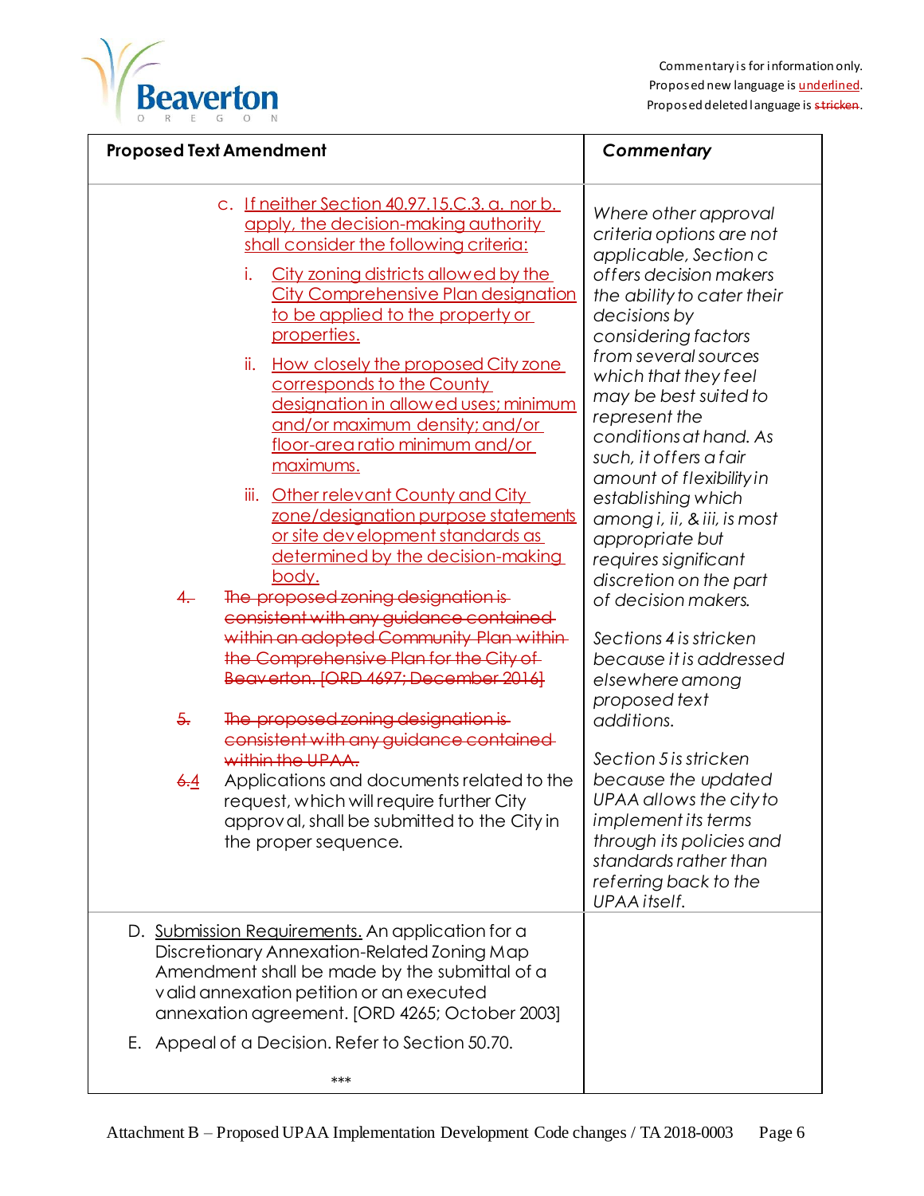Commentary is for information only.
Proposed new language is <u>underlined</u>.
Proposed deleted language is ~~stricken~~.

| Proposed Text Amendment | Commentary |
|---|---|
| c. <u>If neither Section 40.97.15.C.3. a. nor b. apply, the decision-making authority shall consider the following criteria:</u><br>i. <u>City zoning districts allowed by the City Comprehensive Plan designation to be applied to the property or properties.</u><br>ii. <u>How closely the proposed City zone corresponds to the County designation in allowed uses; minimum and/or maximum density; and/or floor-area ratio minimum and/or maximums.</u><br>iii. <u>Other relevant County and City zone/designation purpose statements or site development standards as determined by the decision-making body.</u><br>~~4.~~ ~~The proposed zoning designation is consistent with any guidance contained within an adopted Community Plan within the Comprehensive Plan for the City of Beaverton. [ORD 4697; December 2016]~~<br>~~5.~~ ~~The proposed zoning designation is consistent with any guidance contained within the UPAA.~~<br>~~6.~~<u>4</u> Applications and documents related to the request, which will require further City approval, shall be submitted to the City in the proper sequence. | *Where other approval criteria options are not applicable, Section c offers decision makers the ability to cater their decisions by considering factors from several sources which that they feel may be best suited to represent the conditions at hand. As such, it offers a fair amount of flexibility in establishing which among i, ii, & iii, is most appropriate but requires significant discretion on the part of decision makers.*<br><br>*Sections 4 is stricken because it is addressed elsewhere among proposed text additions.*<br><br>*Section 5 is stricken because the updated UPAA allows the city to implement its terms through its policies and standards rather than referring back to the UPAA itself.* |
| D. <u>Submission Requirements.</u> An application for a Discretionary Annexation-Related Zoning Map Amendment shall be made by the submittal of a valid annexation petition or an executed annexation agreement. [ORD 4265; October 2003]<br>E. Appeal of a Decision. Refer to Section 50.70.<br><br>*** | |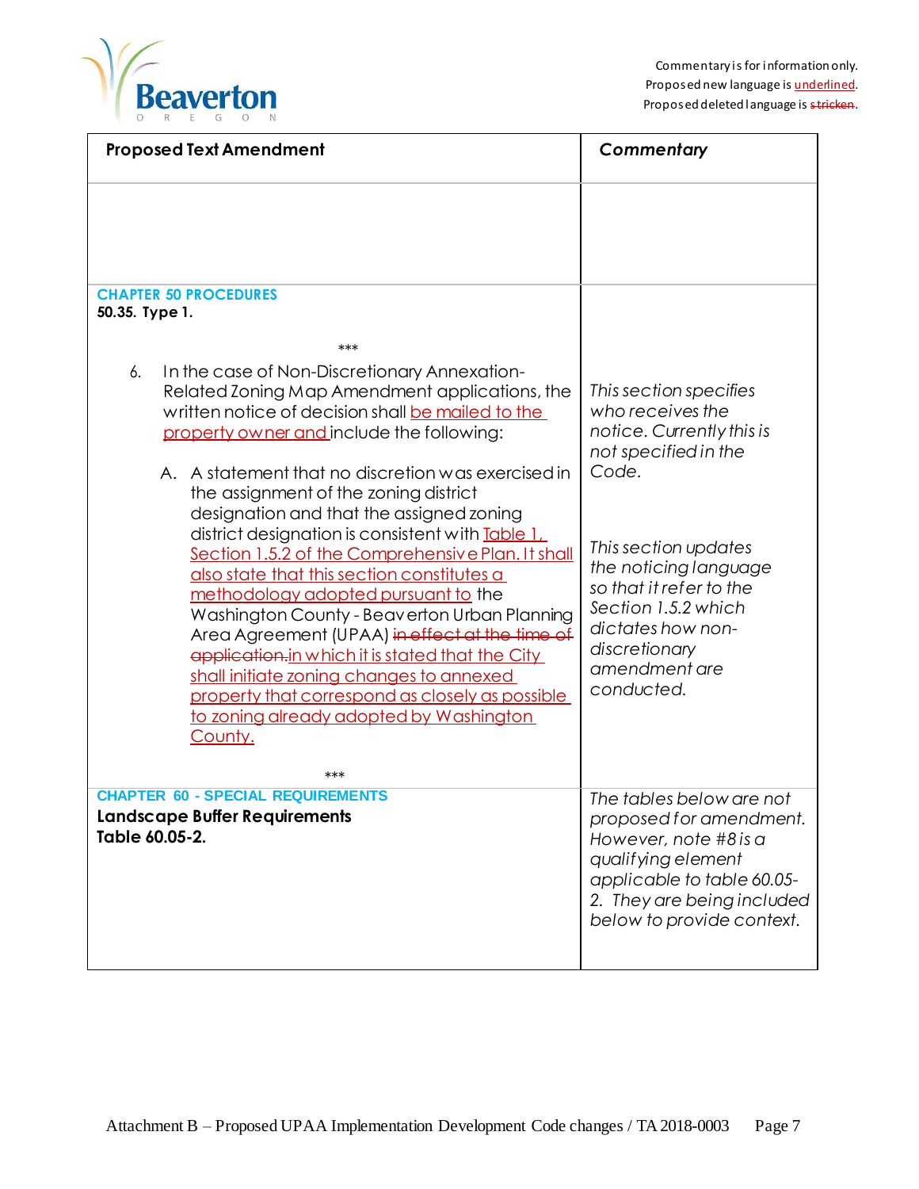Commentary is for information only.
Proposed new language is <u>underlined</u>.
Proposed deleted language is ~~stricken~~.

| **Proposed Text Amendment** | ***Commentary*** |
|---|---|
| | |
| **CHAPTER 50 PROCEDURES**<br>**50.35. Type 1.**<br><br>\*\*\*<br><br>6. In the case of Non-Discretionary Annexation-Related Zoning Map Amendment applications, the written notice of decision shall <u>be mailed to the property owner and</u> include the following:<br><br>A. A statement that no discretion was exercised in the assignment of the zoning district designation and that the assigned zoning district designation is consistent with <u>Table 1, Section 1.5.2 of the Comprehensive Plan. It shall also state that this section constitutes a methodology adopted pursuant to</u> the Washington County - Beaverton Urban Planning Area Agreement (UPAA) ~~in effect at the time of application.~~<u>in which it is stated that the City shall initiate zoning changes to annexed property that correspond as closely as possible to zoning already adopted by Washington County.</u><br><br>\*\*\* | *This section specifies who receives the notice. Currently this is not specified in the Code.*<br><br>*This section updates the noticing language so that it refer to the Section 1.5.2 which dictates how non-discretionary amendment are conducted.* |
| **CHAPTER 60 - SPECIAL REQUIREMENTS**<br>**Landscape Buffer Requirements**<br>**Table 60.05-2.** | *The tables below are not proposed for amendment. However, note #8 is a qualifying element applicable to table 60.05-2. They are being included below to provide context.* |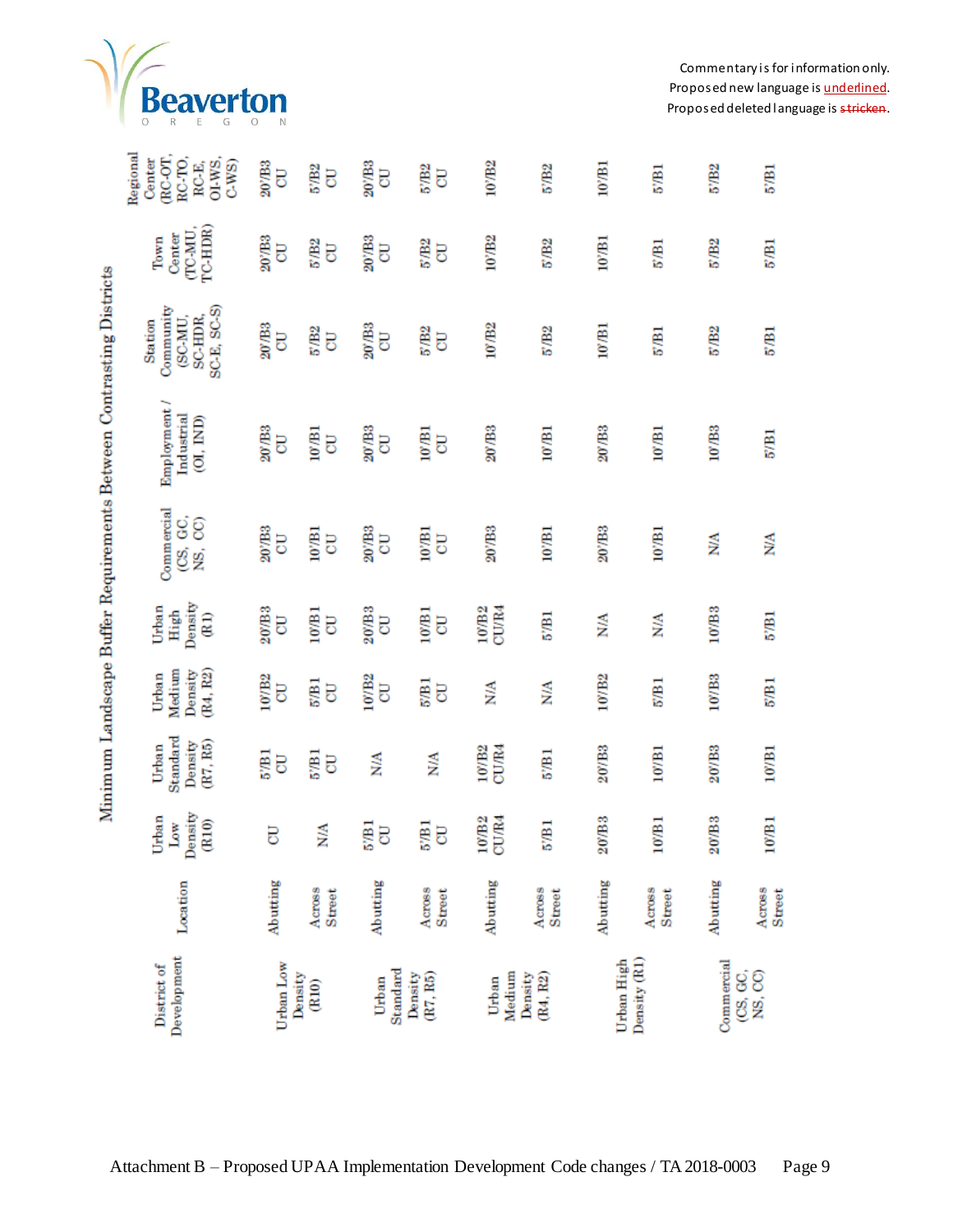## Minimum Landscape Buffer Requirements Between Contrasting Districts

| District of Development | Location | Urban Low Density (R10) | Urban Standard Density (R7, R5) | Urban Medium Density (R4, R2) | Urban High Density (R1) | Commercial (CS, GC, NS, CC) | Employment / Industrial (OI, IND) | Station Community (SC-MU, SC-HDR, SC-E, SC-S) | Town Center (TC-MU, TC-HDR) | Regional Center (RC-OT, RC-TO, RC-E, OI-WS, C-WS) |
|---|---|---|---|---|---|---|---|---|---|---|
| Urban Low Density (R10) | Abutting | CU | 5'/B1 CU | 10'/B2 CU | 20'/B3 CU | 20'/B3 CU | 20'/B3 CU | 20'/B3 CU | 20'/B3 CU | 20'/B3 CU |
| | Across Street | N/A | 5'/B1 CU | 5'/B1 CU | 10'/B1 CU | 10'/B1 CU | 10'/B1 CU | 5'/B2 CU | 5'/B2 CU | 5'/B2 CU |
| Urban Standard Density (R7, R5) | Abutting | 5'/B1 CU | N/A | 10'/B2 CU | 20'/B3 CU | 20'/B3 CU | 20'/B3 CU | 20'/B3 CU | 20'/B3 CU | 20'/B3 CU |
| | Across Street | 5'/B1 CU | N/A | 5'/B1 CU | 10'/B1 CU | 10'/B1 CU | 10'/B1 CU | 5'/B2 CU | 5'/B2 CU | 5'/B2 CU |
| Urban Medium Density (R4, R2) | Abutting | 10'/B2 CU/R4 | 10'/B2 CU/R4 | N/A | 10'/B2 CU/R4 | 20'/B3 | 20'/B3 | 10'/B2 | 10'/B2 | 10'/B2 |
| | Across Street | 5'/B1 | 5'/B1 | N/A | 5'/B1 | 10'/B1 | 10'/B1 | 5'/B2 | 5'/B2 | 5'/B2 |
| Urban High Density (R1) | Abutting | 20'/B3 | 20'/B3 | 10'/B2 | N/A | 20'/B3 | 20'/B3 | 10'/B1 | 10'/B1 | 10'/B1 |
| | Across Street | 10'/B1 | 10'/B1 | 5'/B1 | N/A | 10'/B1 | 10'/B1 | 5'/B1 | 5'/B1 | 5'/B1 |
| Commercial (CS, GC, NS, CC) | Abutting | 20'/B3 | 20'/B3 | 10'/B3 | 10'/B3 | N/A | 10'/B3 | 5'/B2 | 5'/B2 | 5'/B2 |
| | Across Street | 10'/B1 | 10'/B1 | 5'/B1 | 5'/B1 | N/A | 5'/B1 | 5'/B1 | 5'/B1 | 5'/B1 |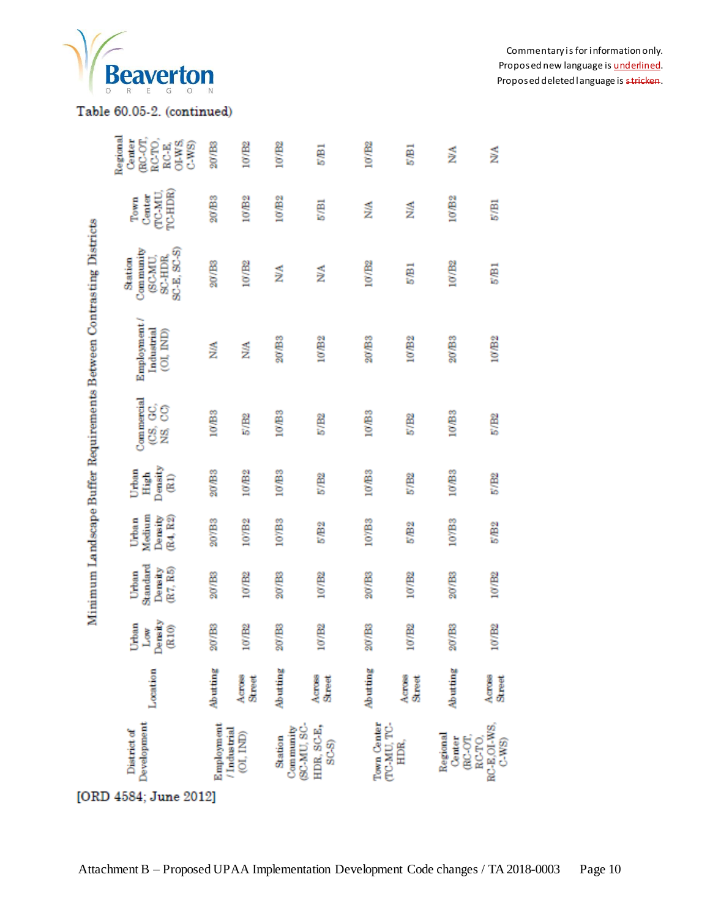Table 60.05-2. (continued)

**Minimum Landscape Buffer Requirements Between Contrasting Districts**

| District of Development | Location | Urban Low Density (R10) | Urban Standard Density (R7, R5) | Urban Medium Density (R4, R2) | Urban High Density (R1) | Commercial (CS, GC, NS, CC) | Employment / Industrial (OI, IND) | Station Community (SC-MU, SC-HDR, SC-E, SC-S) | Town Center (TC-MU, TC-HDR) | Regional Center (RC-OT, RC-TO, RC-E, OI-WS, C-WS) |
|---|---|---|---|---|---|---|---|---|---|---|
| Employment / Industrial (OI, IND) | Abutting | 20'/B3 | 20'/B3 | 20'/B3 | 20'/B3 | 10'/B3 | N/A | 20'/B3 | 20'/B3 | 20'/B3 |
| | Across Street | 10'/B2 | 10'/B2 | 10'/B2 | 10'/B2 | 5'/B2 | N/A | 10'/B2 | 10'/B2 | 10'/B2 |
| Station Community (SC-MU, SC-HDR, SC-E, SC-S) | Abutting | 20'/B3 | 20'/B3 | 10'/B3 | 10'/B3 | 10'/B3 | 20'/B3 | N/A | 10'/B2 | 10'/B2 |
| | Across Street | 10'/B2 | 10'/B2 | 5'/B2 | 5'/B2 | 5'/B2 | 10'/B2 | N/A | 5'/B1 | 5'/B1 |
| Town Center (TC-MU, TC-HDR, | Abutting | 20'/B3 | 20'/B3 | 10'/B3 | 10'/B3 | 10'/B3 | 20'/B3 | 10'/B2 | N/A | 10'/B2 |
| | Across Street | 10'/B2 | 10'/B2 | 5'/B2 | 5'/B2 | 5'/B2 | 10'/B2 | 5'/B1 | N/A | 5'/B1 |
| Regional Center (RC-OT, RC-TO, RC-E, OI-WS, C-WS) | Abutting | 20'/B3 | 20'/B3 | 10'/B3 | 10'/B3 | 10'/B3 | 20'/B3 | 10'/B2 | 10'/B2 | N/A |
| | Across Street | 10'/B2 | 10'/B2 | 5'/B2 | 5'/B2 | 5'/B2 | 10'/B2 | 5'/B1 | 5'/B1 | N/A |

[ORD 4584; June 2012]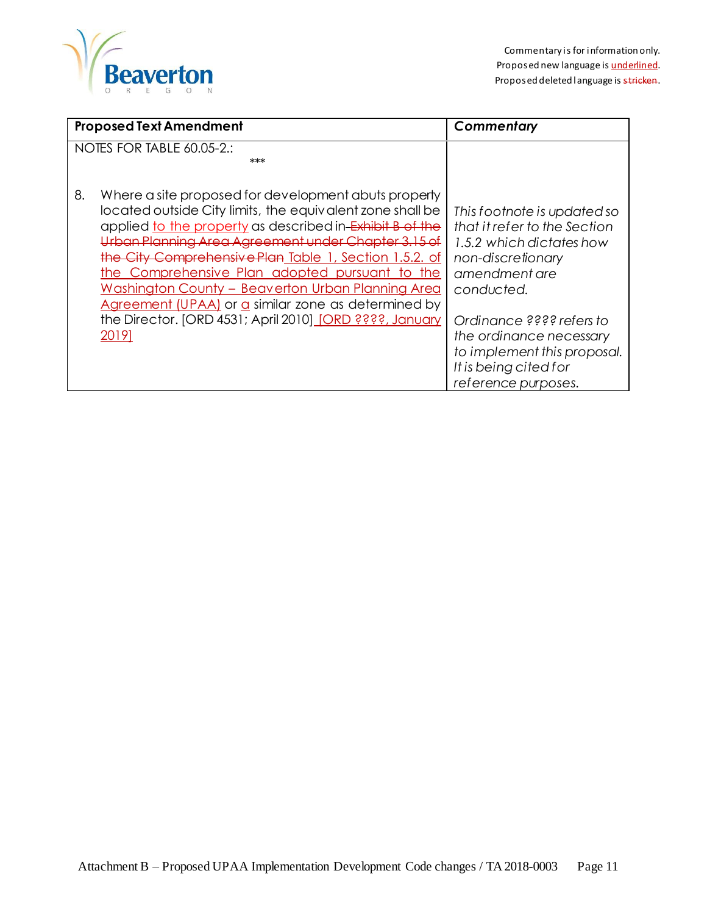Commentary is for information only.
Proposed new language is underlined.
Proposed deleted language is ~~stricken~~.

| Proposed Text Amendment | *Commentary* |
|---|---|
| NOTES FOR TABLE 60.05-2.:<br>\*\*\*<br><br>8. Where a site proposed for development abuts property located outside City limits, the equivalent zone shall be applied to the property as described in ~~Exhibit B of the Urban Planning Area Agreement under Chapter 3.15 of the City Comprehensive Plan~~ Table 1, Section 1.5.2. of the Comprehensive Plan adopted pursuant to the Washington County – Beaverton Urban Planning Area Agreement (UPAA) or a similar zone as determined by the Director. [ORD 4531; April 2010] [ORD ????, January 2019] | *This footnote is updated so that it refer to the Section 1.5.2 which dictates how non-discretionary amendment are conducted.*<br><br>*Ordinance ???? refers to the ordinance necessary to implement this proposal. It is being cited for reference purposes.* |